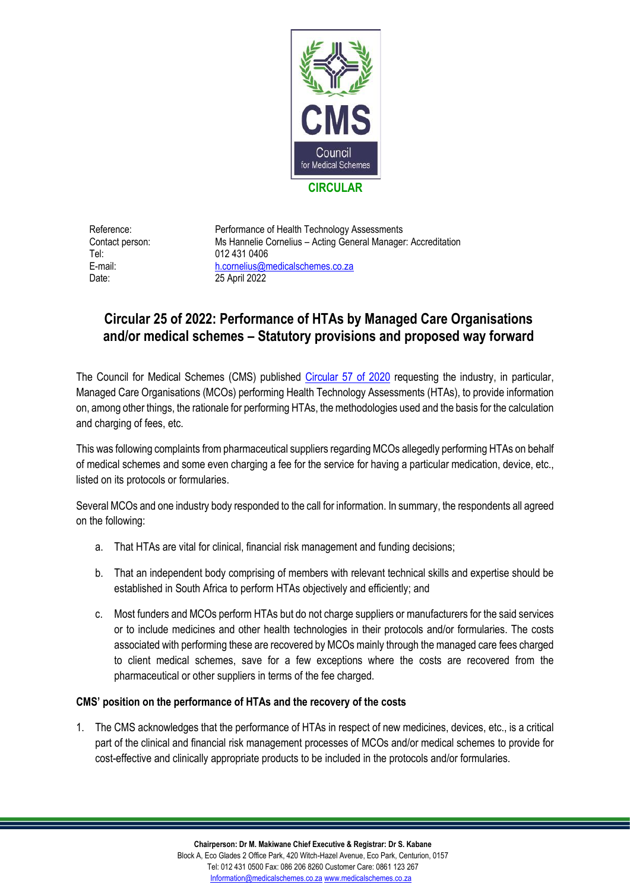CMS Council for Medical Schemes

**CIRCULAR**

| | |
|---|---|
| Reference: | Performance of Health Technology Assessments |
| Contact person: | Ms Hannelie Cornelius – Acting General Manager: Accreditation |
| Tel: | 012 431 0406 |
| E-mail: | h.cornelius@medicalschemes.co.za |
| Date: | 25 April 2022 |

# Circular 25 of 2022: Performance of HTAs by Managed Care Organisations and/or medical schemes – Statutory provisions and proposed way forward

The Council for Medical Schemes (CMS) published Circular 57 of 2020 requesting the industry, in particular, Managed Care Organisations (MCOs) performing Health Technology Assessments (HTAs), to provide information on, among other things, the rationale for performing HTAs, the methodologies used and the basis for the calculation and charging of fees, etc.

This was following complaints from pharmaceutical suppliers regarding MCOs allegedly performing HTAs on behalf of medical schemes and some even charging a fee for the service for having a particular medication, device, etc., listed on its protocols or formularies.

Several MCOs and one industry body responded to the call for information. In summary, the respondents all agreed on the following:

a. That HTAs are vital for clinical, financial risk management and funding decisions;

b. That an independent body comprising of members with relevant technical skills and expertise should be established in South Africa to perform HTAs objectively and efficiently; and

c. Most funders and MCOs perform HTAs but do not charge suppliers or manufacturers for the said services or to include medicines and other health technologies in their protocols and/or formularies. The costs associated with performing these are recovered by MCOs mainly through the managed care fees charged to client medical schemes, save for a few exceptions where the costs are recovered from the pharmaceutical or other suppliers in terms of the fee charged.

**CMS' position on the performance of HTAs and the recovery of the costs**

1. The CMS acknowledges that the performance of HTAs in respect of new medicines, devices, etc., is a critical part of the clinical and financial risk management processes of MCOs and/or medical schemes to provide for cost-effective and clinically appropriate products to be included in the protocols and/or formularies.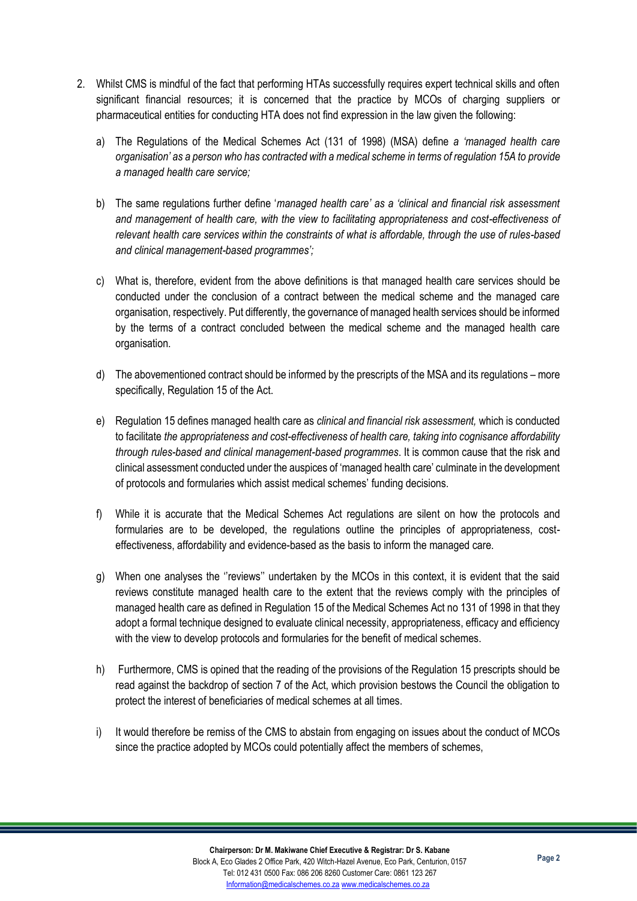2. Whilst CMS is mindful of the fact that performing HTAs successfully requires expert technical skills and often significant financial resources; it is concerned that the practice by MCOs of charging suppliers or pharmaceutical entities for conducting HTA does not find expression in the law given the following:

   a) The Regulations of the Medical Schemes Act (131 of 1998) (MSA) define *a 'managed health care organisation' as a person who has contracted with a medical scheme in terms of regulation 15A to provide a managed health care service;*

   b) The same regulations further define '*managed health care' as a 'clinical and financial risk assessment and management of health care, with the view to facilitating appropriateness and cost-effectiveness of relevant health care services within the constraints of what is affordable, through the use of rules-based and clinical management-based programmes';*

   c) What is, therefore, evident from the above definitions is that managed health care services should be conducted under the conclusion of a contract between the medical scheme and the managed care organisation, respectively. Put differently, the governance of managed health services should be informed by the terms of a contract concluded between the medical scheme and the managed health care organisation.

   d) The abovementioned contract should be informed by the prescripts of the MSA and its regulations – more specifically, Regulation 15 of the Act.

   e) Regulation 15 defines managed health care as *clinical and financial risk assessment,* which is conducted to facilitate *the appropriateness and cost-effectiveness of health care, taking into cognisance affordability through rules-based and clinical management-based programmes*. It is common cause that the risk and clinical assessment conducted under the auspices of 'managed health care' culminate in the development of protocols and formularies which assist medical schemes' funding decisions.

   f) While it is accurate that the Medical Schemes Act regulations are silent on how the protocols and formularies are to be developed, the regulations outline the principles of appropriateness, cost-effectiveness, affordability and evidence-based as the basis to inform the managed care.

   g) When one analyses the ''reviews'' undertaken by the MCOs in this context, it is evident that the said reviews constitute managed health care to the extent that the reviews comply with the principles of managed health care as defined in Regulation 15 of the Medical Schemes Act no 131 of 1998 in that they adopt a formal technique designed to evaluate clinical necessity, appropriateness, efficacy and efficiency with the view to develop protocols and formularies for the benefit of medical schemes.

   h) Furthermore, CMS is opined that the reading of the provisions of the Regulation 15 prescripts should be read against the backdrop of section 7 of the Act, which provision bestows the Council the obligation to protect the interest of beneficiaries of medical schemes at all times.

   i) It would therefore be remiss of the CMS to abstain from engaging on issues about the conduct of MCOs since the practice adopted by MCOs could potentially affect the members of schemes,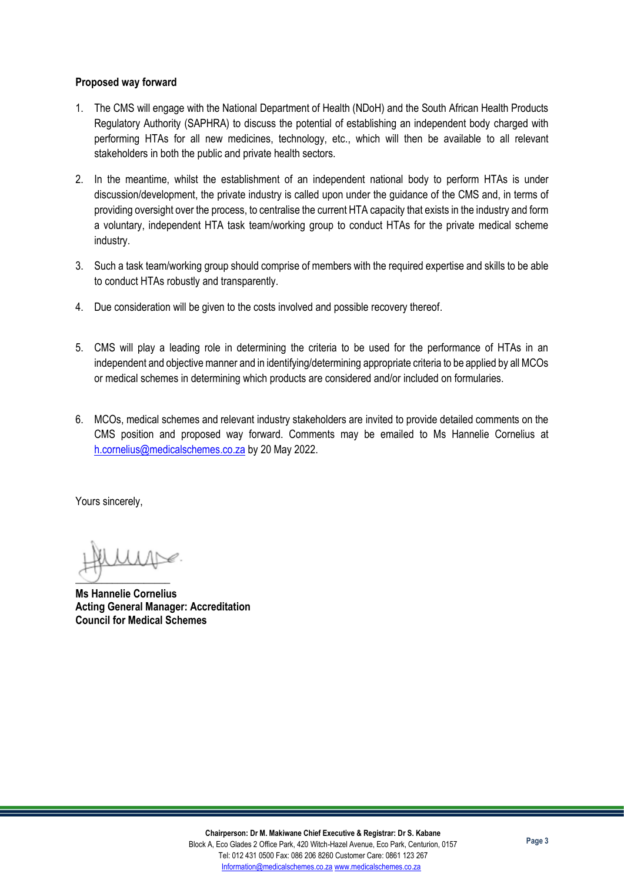**Proposed way forward**

1. The CMS will engage with the National Department of Health (NDoH) and the South African Health Products Regulatory Authority (SAPHRA) to discuss the potential of establishing an independent body charged with performing HTAs for all new medicines, technology, etc., which will then be available to all relevant stakeholders in both the public and private health sectors.

2. In the meantime, whilst the establishment of an independent national body to perform HTAs is under discussion/development, the private industry is called upon under the guidance of the CMS and, in terms of providing oversight over the process, to centralise the current HTA capacity that exists in the industry and form a voluntary, independent HTA task team/working group to conduct HTAs for the private medical scheme industry.

3. Such a task team/working group should comprise of members with the required expertise and skills to be able to conduct HTAs robustly and transparently.

4. Due consideration will be given to the costs involved and possible recovery thereof.

5. CMS will play a leading role in determining the criteria to be used for the performance of HTAs in an independent and objective manner and in identifying/determining appropriate criteria to be applied by all MCOs or medical schemes in determining which products are considered and/or included on formularies.

6. MCOs, medical schemes and relevant industry stakeholders are invited to provide detailed comments on the CMS position and proposed way forward. Comments may be emailed to Ms Hannelie Cornelius at h.cornelius@medicalschemes.co.za by 20 May 2022.

Yours sincerely,

**Ms Hannelie Cornelius**
**Acting General Manager: Accreditation**
**Council for Medical Schemes**